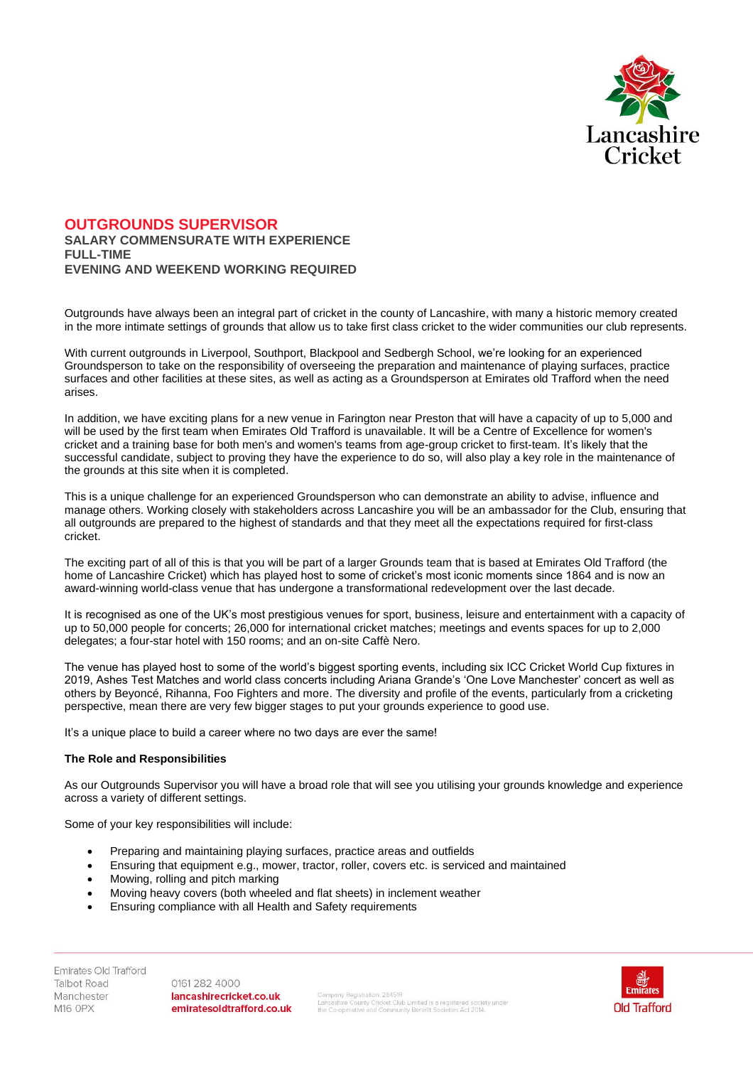# OUTGROUNDS SUPERVISOR

**SALARY COMMENSURATE WITH EXPERIENCE**
**FULL-TIME**
**EVENING AND WEEKEND WORKING REQUIRED**

Outgrounds have always been an integral part of cricket in the county of Lancashire, with many a historic memory created in the more intimate settings of grounds that allow us to take first class cricket to the wider communities our club represents.

With current outgrounds in Liverpool, Southport, Blackpool and Sedbergh School, we're looking for an experienced Groundsperson to take on the responsibility of overseeing the preparation and maintenance of playing surfaces, practice surfaces and other facilities at these sites, as well as acting as a Groundsperson at Emirates old Trafford when the need arises.

In addition, we have exciting plans for a new venue in Farington near Preston that will have a capacity of up to 5,000 and will be used by the first team when Emirates Old Trafford is unavailable. It will be a Centre of Excellence for women's cricket and a training base for both men's and women's teams from age-group cricket to first-team. It's likely that the successful candidate, subject to proving they have the experience to do so, will also play a key role in the maintenance of the grounds at this site when it is completed.

This is a unique challenge for an experienced Groundsperson who can demonstrate an ability to advise, influence and manage others. Working closely with stakeholders across Lancashire you will be an ambassador for the Club, ensuring that all outgrounds are prepared to the highest of standards and that they meet all the expectations required for first-class cricket.

The exciting part of all of this is that you will be part of a larger Grounds team that is based at Emirates Old Trafford (the home of Lancashire Cricket) which has played host to some of cricket's most iconic moments since 1864 and is now an award-winning world-class venue that has undergone a transformational redevelopment over the last decade.

It is recognised as one of the UK's most prestigious venues for sport, business, leisure and entertainment with a capacity of up to 50,000 people for concerts; 26,000 for international cricket matches; meetings and events spaces for up to 2,000 delegates; a four-star hotel with 150 rooms; and an on-site Caffè Nero.

The venue has played host to some of the world's biggest sporting events, including six ICC Cricket World Cup fixtures in 2019, Ashes Test Matches and world class concerts including Ariana Grande's 'One Love Manchester' concert as well as others by Beyoncé, Rihanna, Foo Fighters and more. The diversity and profile of the events, particularly from a cricketing perspective, mean there are very few bigger stages to put your grounds experience to good use.

It's a unique place to build a career where no two days are ever the same!

**The Role and Responsibilities**

As our Outgrounds Supervisor you will have a broad role that will see you utilising your grounds knowledge and experience across a variety of different settings.

Some of your key responsibilities will include:

- Preparing and maintaining playing surfaces, practice areas and outfields
- Ensuring that equipment e.g., mower, tractor, roller, covers etc. is serviced and maintained
- Mowing, rolling and pitch marking
- Moving heavy covers (both wheeled and flat sheets) in inclement weather
- Ensuring compliance with all Health and Safety requirements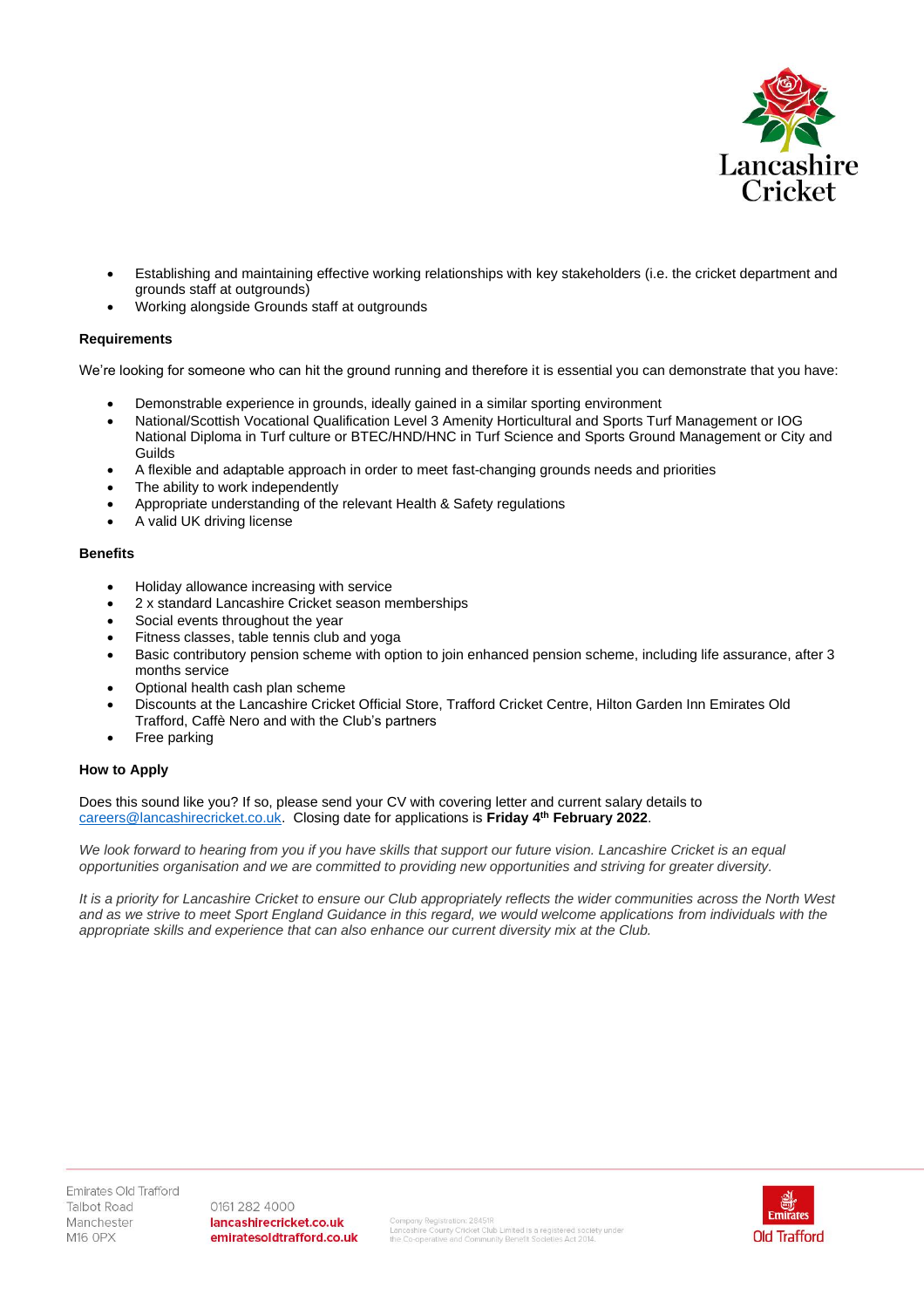- Establishing and maintaining effective working relationships with key stakeholders (i.e. the cricket department and grounds staff at outgrounds)
- Working alongside Grounds staff at outgrounds

**Requirements**

We're looking for someone who can hit the ground running and therefore it is essential you can demonstrate that you have:

- Demonstrable experience in grounds, ideally gained in a similar sporting environment
- National/Scottish Vocational Qualification Level 3 Amenity Horticultural and Sports Turf Management or IOG National Diploma in Turf culture or BTEC/HND/HNC in Turf Science and Sports Ground Management or City and Guilds
- A flexible and adaptable approach in order to meet fast-changing grounds needs and priorities
- The ability to work independently
- Appropriate understanding of the relevant Health & Safety regulations
- A valid UK driving license

**Benefits**

- Holiday allowance increasing with service
- 2 x standard Lancashire Cricket season memberships
- Social events throughout the year
- Fitness classes, table tennis club and yoga
- Basic contributory pension scheme with option to join enhanced pension scheme, including life assurance, after 3 months service
- Optional health cash plan scheme
- Discounts at the Lancashire Cricket Official Store, Trafford Cricket Centre, Hilton Garden Inn Emirates Old Trafford, Caffè Nero and with the Club's partners
- Free parking

**How to Apply**

Does this sound like you? If so, please send your CV with covering letter and current salary details to careers@lancashirecricket.co.uk. Closing date for applications is **Friday 4th February 2022**.

*We look forward to hearing from you if you have skills that support our future vision. Lancashire Cricket is an equal opportunities organisation and we are committed to providing new opportunities and striving for greater diversity.*

*It is a priority for Lancashire Cricket to ensure our Club appropriately reflects the wider communities across the North West and as we strive to meet Sport England Guidance in this regard, we would welcome applications from individuals with the appropriate skills and experience that can also enhance our current diversity mix at the Club.*